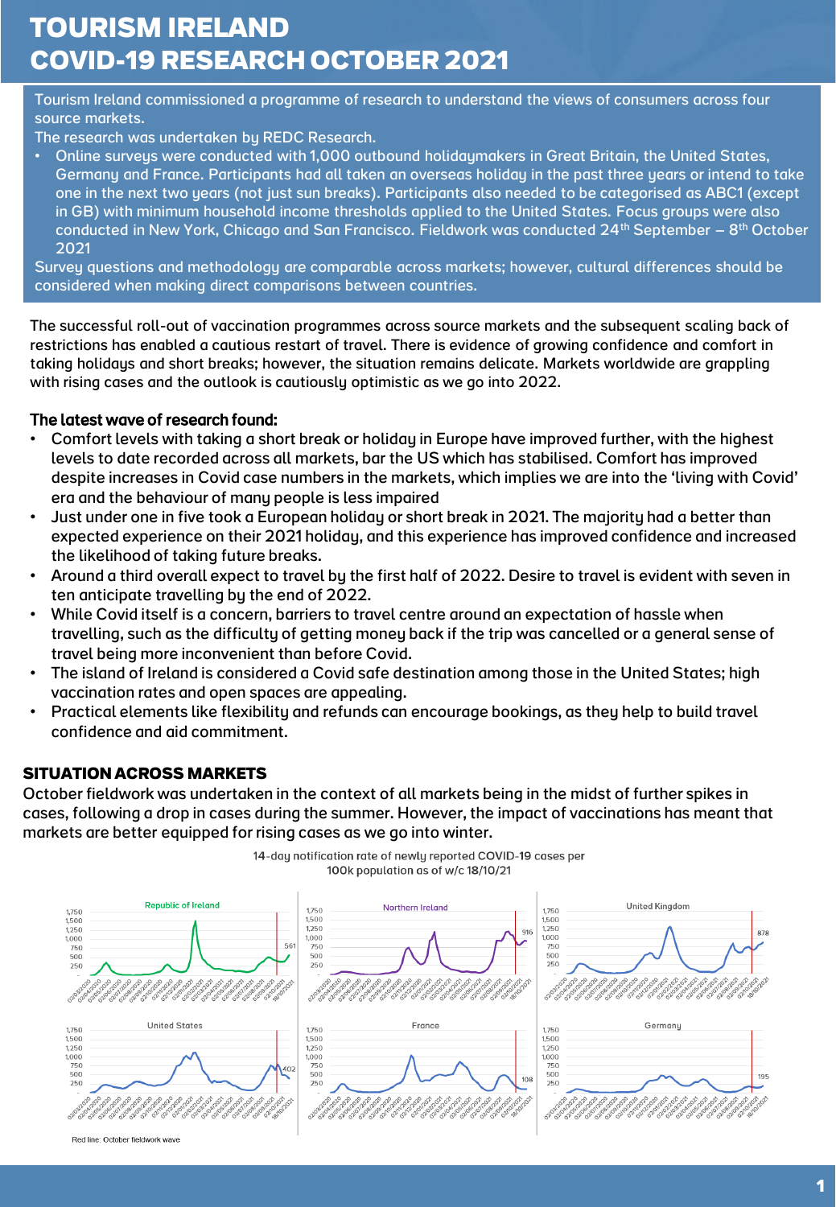# TOURISM IRELAND
# COVID-19 RESEARCH OCTOBER 2021

Tourism Ireland commissioned a programme of research to understand the views of consumers across four source markets.

The research was undertaken by REDC Research.

- Online surveys were conducted with 1,000 outbound holidaymakers in Great Britain, the United States, Germany and France. Participants had all taken an overseas holiday in the past three years or intend to take one in the next two years (not just sun breaks). Participants also needed to be categorised as ABC1 (except in GB) with minimum household income thresholds applied to the United States. Focus groups were also conducted in New York, Chicago and San Francisco. Fieldwork was conducted 24th September – 8th October 2021

Survey questions and methodology are comparable across markets; however, cultural differences should be considered when making direct comparisons between countries.

The successful roll-out of vaccination programmes across source markets and the subsequent scaling back of restrictions has enabled a cautious restart of travel. There is evidence of growing confidence and comfort in taking holidays and short breaks; however, the situation remains delicate. Markets worldwide are grappling with rising cases and the outlook is cautiously optimistic as we go into 2022.

**The latest wave of research found:**

- Comfort levels with taking a short break or holiday in Europe have improved further, with the highest levels to date recorded across all markets, bar the US which has stabilised. Comfort has improved despite increases in Covid case numbers in the markets, which implies we are into the 'living with Covid' era and the behaviour of many people is less impaired
- Just under one in five took a European holiday or short break in 2021. The majority had a better than expected experience on their 2021 holiday, and this experience has improved confidence and increased the likelihood of taking future breaks.
- Around a third overall expect to travel by the first half of 2022. Desire to travel is evident with seven in ten anticipate travelling by the end of 2022.
- While Covid itself is a concern, barriers to travel centre around an expectation of hassle when travelling, such as the difficulty of getting money back if the trip was cancelled or a general sense of travel being more inconvenient than before Covid.
- The island of Ireland is considered a Covid safe destination among those in the United States; high vaccination rates and open spaces are appealing.
- Practical elements like flexibility and refunds can encourage bookings, as they help to build travel confidence and aid commitment.

## SITUATION ACROSS MARKETS

October fieldwork was undertaken in the context of all markets being in the midst of further spikes in cases, following a drop in cases during the summer. However, the impact of vaccinations has meant that markets are better equipped for rising cases as we go into winter.

14-day notification rate of newly reported COVID-19 cases per 100k population as of w/c 18/10/21

Republic of Ireland: 561 | Northern Ireland: 916 | United Kingdom: 878 | United States: 402 | France: 108 | Germany: 195

Red line: October fieldwork wave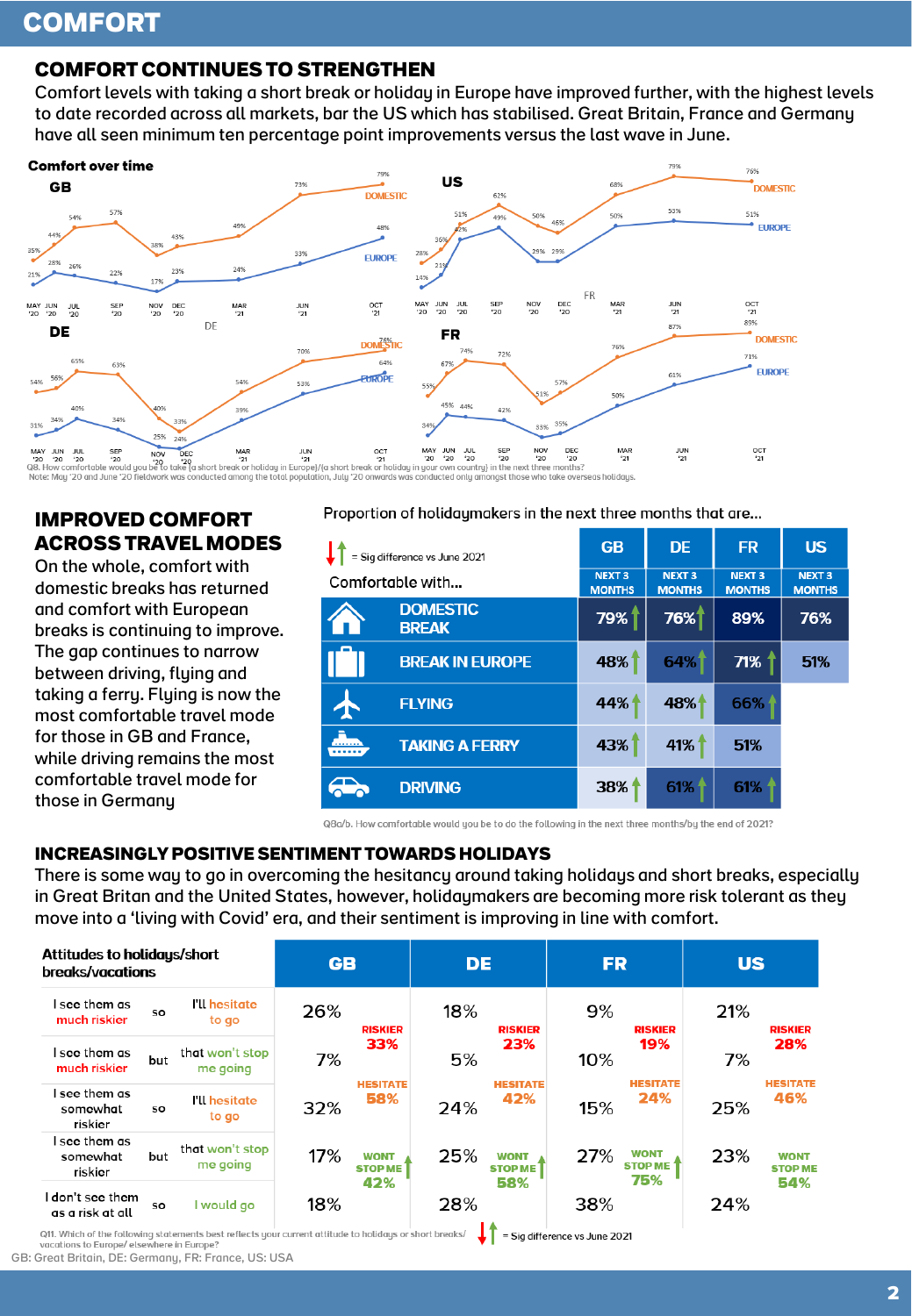# COMFORT

## COMFORT CONTINUES TO STRENGTHEN

Comfort levels with taking a short break or holiday in Europe have improved further, with the highest levels to date recorded across all markets, bar the US which has stabilised. Great Britain, France and Germany have all seen minimum ten percentage point improvements versus the last wave in June.

**Comfort over time**

| GB | MAY '20 | JUN '20 | JUL '20 | SEP '20 | NOV '20 | DEC '20 | MAR '21 | JUN '21 | OCT '21 |
|---|---|---|---|---|---|---|---|---|---|
| DOMESTIC | 35% | 44% | 54% | 57% | 38% | 43% | 49% | 73% | 79% |
| EUROPE | 21% | 28% | 26% | 22% | 17% | 23% | 24% | 33% | 48% |

| US | MAY '20 | JUN '20 | JUL '20 | SEP '20 | NOV '20 | DEC '20 | MAR '21 | JUN '21 | OCT '21 |
|---|---|---|---|---|---|---|---|---|---|
| DOMESTIC | 28% | 36% | 51% | 62% | 50% | 46% | 68% | 79% | 76% |
| EUROPE | 14% | 21% | 42% | 49% | 29% | 29% | 50% | 53% | 51% |

| DE | MAY '20 | JUN '20 | JUL '20 | SEP '20 | NOV '20 | DEC '20 | MAR '21 | JUN '21 | OCT '21 |
|---|---|---|---|---|---|---|---|---|---|
| DOMESTIC | 54% | 56% | 65% | 63% | 40% | 33% | 54% | 70% | 76% |
| EUROPE | 31% | 34% | 40% | 34% | 25% | 24% | 39% | 53% | 64% |

| FR | MAY '20 | JUN '20 | JUL '20 | SEP '20 | NOV '20 | DEC '20 | MAR '21 | JUN '21 | OCT '21 |
|---|---|---|---|---|---|---|---|---|---|
| DOMESTIC | 55% | 67% | 74% | 72% | 51% | 57% | 76% | 87% | 89% |
| EUROPE | 34% | 45% | 44% | 42% | 33% | 35% | 50% | 61% | 71% |

Q8. How comfortable would you be to take (a short break or holiday in Europe)/(a short break or holiday in your own country) in the next three months?
Note: May '20 and June '20 fieldwork was conducted among the total population, July '20 onwards was conducted only amongst those who take overseas holidays.

## IMPROVED COMFORT ACROSS TRAVEL MODES

On the whole, comfort with domestic breaks has returned and comfort with European breaks is continuing to improve. The gap continues to narrow between driving, flying and taking a ferry. Flying is now the most comfortable travel mode for those in GB and France, while driving remains the most comfortable travel mode for those in Germany

Proportion of holidaymakers in the next three months that are...

↓↑ = Sig difference vs June 2021

| Comfortable with... | GB NEXT 3 MONTHS | DE NEXT 3 MONTHS | FR NEXT 3 MONTHS | US NEXT 3 MONTHS |
|---|---|---|---|---|
| DOMESTIC BREAK | 79% ↑ | 76% ↑ | 89% | 76% |
| BREAK IN EUROPE | 48% ↑ | 64% ↑ | 71% ↑ | 51% |
| FLYING | 44% ↑ | 48% ↑ | 66% ↑ | |
| TAKING A FERRY | 43% ↑ | 41% ↑ | 51% | |
| DRIVING | 38% ↑ | 61% ↑ | 61% ↑ | |

Q8a/b. How comfortable would you be to do the following in the next three months/by the end of 2021?

## INCREASINGLY POSITIVE SENTIMENT TOWARDS HOLIDAYS

There is some way to go in overcoming the hesitancy around taking holidays and short breaks, especially in Great Britan and the United States, however, holidaymakers are becoming more risk tolerant as they move into a 'living with Covid' era, and their sentiment is improving in line with comfort.

| Attitudes to holidays/short breaks/vacations | GB | DE | FR | US |
|---|---|---|---|---|
| I see them as much riskier so I'll hesitate to go | 26% | 18% | 9% | 21% |
| I see them as much riskier but that won't stop me going | 7% | 5% | 10% | 7% |
| I see them as somewhat riskier so I'll hesitate to go | 32% | 24% | 15% | 25% |
| I see them as somewhat riskier but that won't stop me going | 17% | 25% | 27% | 23% |
| I don't see them as a risk at all so I would go | 18% | 28% | 38% | 24% |
| **RISKIER** | 33% | 23% | 19% | 28% |
| **HESITATE** | 58% | 42% | 24% | 46% |
| **WONT STOP ME** | 42% ↑ | 58% ↑ | 75% ↑ | 54% |

Q11. Which of the following statements best reflects your current attitude to holidays or short breaks/vacations to Europe/elsewhere in Europe?

↓↑ = Sig difference vs June 2021

GB: Great Britain, DE: Germany, FR: France, US: USA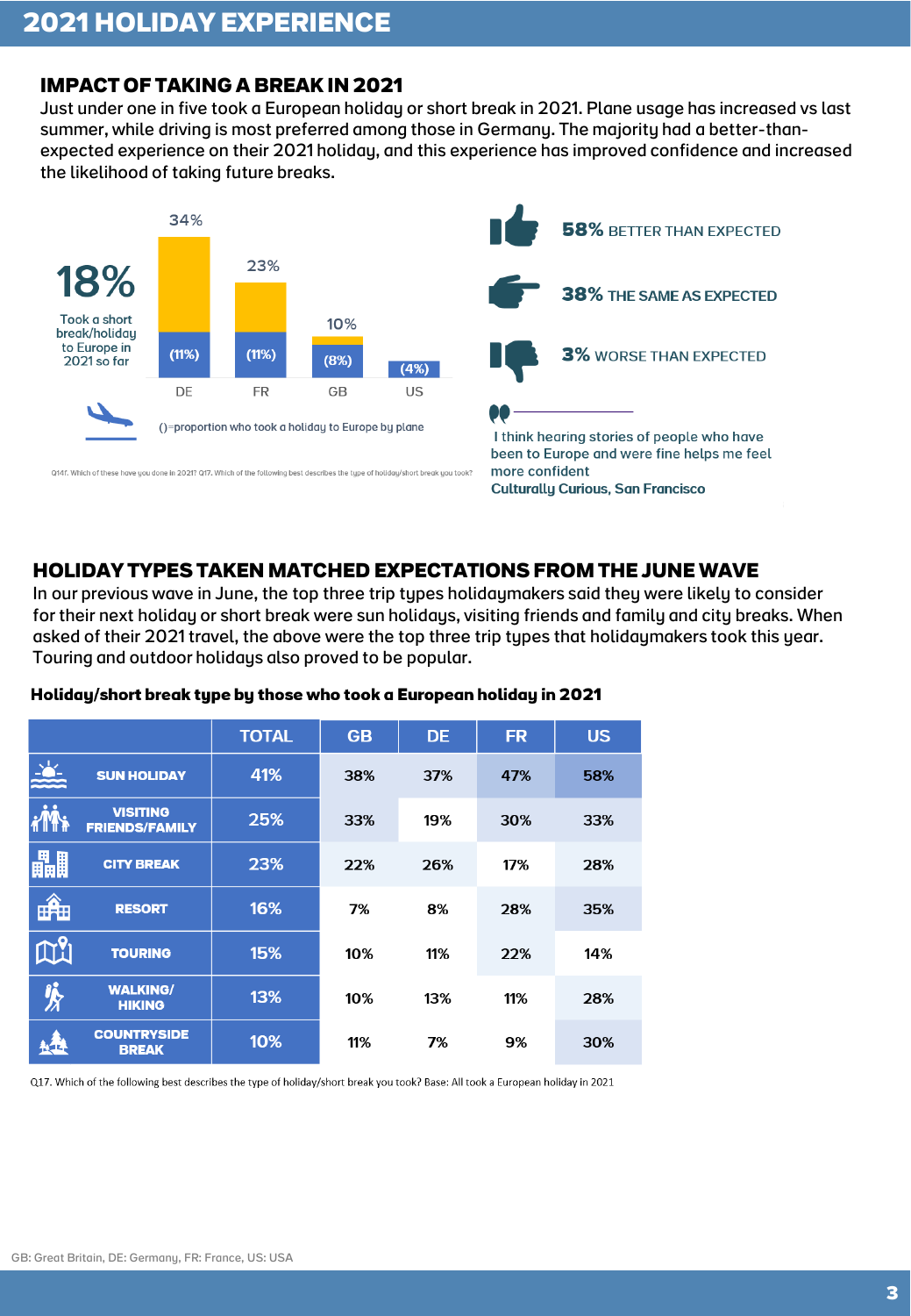# 2021 HOLIDAY EXPERIENCE

## IMPACT OF TAKING A BREAK IN 2021

Just under one in five took a European holiday or short break in 2021. Plane usage has increased vs last summer, while driving is most preferred among those in Germany. The majority had a better-than-expected experience on their 2021 holiday, and this experience has improved confidence and increased the likelihood of taking future breaks.

**18%** Took a short break/holiday to Europe in 2021 so far

| | DE | FR | GB | US |
|---|---|---|---|---|
| Took a short break/holiday to Europe in 2021 | 34% | 23% | 10% | |
| Proportion who took a holiday to Europe by plane | (11%) | (11%) | (8%) | (4%) |

()=proportion who took a holiday to Europe by plane

Q14f. Which of these have you done in 2021? Q17. Which of the following best describes the type of holiday/short break you took?

- **58%** BETTER THAN EXPECTED
- **38%** THE SAME AS EXPECTED
- **3%** WORSE THAN EXPECTED

> I think hearing stories of people who have been to Europe and were fine helps me feel more confident
>
> **Culturally Curious, San Francisco**

## HOLIDAY TYPES TAKEN MATCHED EXPECTATIONS FROM THE JUNE WAVE

In our previous wave in June, the top three trip types holidaymakers said they were likely to consider for their next holiday or short break were sun holidays, visiting friends and family and city breaks. When asked of their 2021 travel, the above were the top three trip types that holidaymakers took this year. Touring and outdoor holidays also proved to be popular.

**Holiday/short break type by those who took a European holiday in 2021**

| | TOTAL | GB | DE | FR | US |
|---|---|---|---|---|---|
| SUN HOLIDAY | 41% | 38% | 37% | 47% | 58% |
| VISITING FRIENDS/FAMILY | 25% | 33% | 19% | 30% | 33% |
| CITY BREAK | 23% | 22% | 26% | 17% | 28% |
| RESORT | 16% | 7% | 8% | 28% | 35% |
| TOURING | 15% | 10% | 11% | 22% | 14% |
| WALKING/ HIKING | 13% | 10% | 13% | 11% | 28% |
| COUNTRYSIDE BREAK | 10% | 11% | 7% | 9% | 30% |

Q17. Which of the following best describes the type of holiday/short break you took? Base: All took a European holiday in 2021

GB: Great Britain, DE: Germany, FR: France, US: USA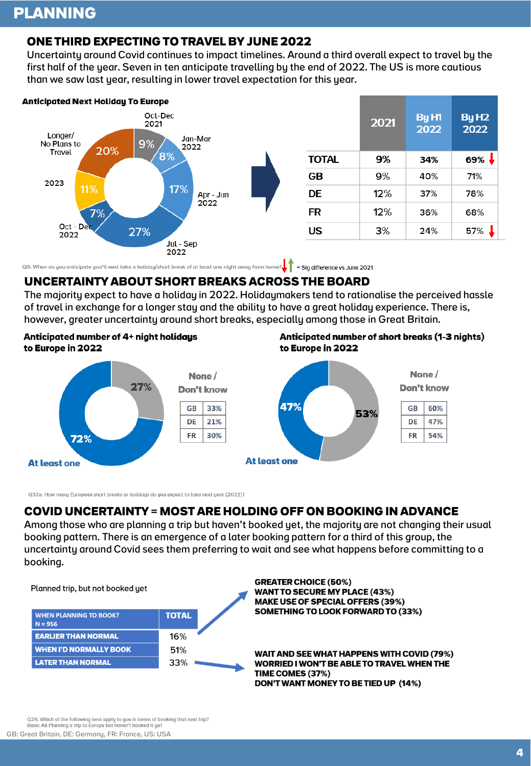# PLANNING

## ONE THIRD EXPECTING TO TRAVEL BY JUNE 2022

Uncertainty around Covid continues to impact timelines. Around a third overall expect to travel by the first half of the year. Seven in ten anticipate travelling by the end of 2022. The US is more cautious than we saw last year, resulting in lower travel expectation for this year.

**Anticipated Next Holiday To Europe**

| Period | % |
|---|---|
| Oct-Dec 2021 | 9% |
| Jan-Mar 2022 | 8% |
| Apr - Jun 2022 | 17% |
| Jul - Sep 2022 | 27% |
| Oct - Dec 2022 | 7% |
| 2023 | 11% |
| Longer/ No Plans to Travel | 20% |

| | 2021 | By H1 2022 | By H2 2022 |
|---|---|---|---|
| TOTAL | 9% | 34% | 69% ↓ |
| GB | 9% | 40% | 71% |
| DE | 12% | 37% | 78% |
| FR | 12% | 36% | 68% |
| US | 3% | 24% | 57% ↓ |

Q9. When do you anticipate you'll next take a holiday/short break of at least one night away from home? ↓↑ = Sig difference vs June 2021

## UNCERTAINTY ABOUT SHORT BREAKS ACROSS THE BOARD

The majority expect to have a holiday in 2022. Holidaymakers tend to rationalise the perceived hassle of travel in exchange for a longer stay and the ability to have a great holiday experience. There is, however, greater uncertainty around short breaks, especially among those in Great Britain.

**Anticipated number of 4+ night holidays to Europe in 2022**

- At least one: 72%
- None / Don't know: 27%

| None / Don't know | |
|---|---|
| GB | 33% |
| DE | 21% |
| FR | 30% |

**Anticipated number of short breaks (1-3 nights) to Europe in 2022**

- At least one: 47%
- None / Don't know: 53%

| None / Don't know | |
|---|---|
| GB | 60% |
| DE | 47% |
| FR | 54% |

Q32e. How many European short breaks or holidays do you expect to take next year (2022)?

## COVID UNCERTAINTY = MOST ARE HOLDING OFF ON BOOKING IN ADVANCE

Among those who are planning a trip but haven't booked yet, the majority are not changing their usual booking pattern. There is an emergence of a later booking pattern for a third of this group, the uncertainty around Covid sees them preferring to wait and see what happens before committing to a booking.

Planned trip, but not booked yet

| WHEN PLANNING TO BOOK? N = 956 | TOTAL |
|---|---|
| EARLIER THAN NORMAL | 16% |
| WHEN I'D NORMALLY BOOK | 51% |
| LATER THAN NORMAL | 33% |

**Earlier than normal:**
**GREATER CHOICE (50%)**
**WANT TO SECURE MY PLACE (43%)**
**MAKE USE OF SPECIAL OFFERS (39%)**
**SOMETHING TO LOOK FORWARD TO (33%)**

**Later than normal:**
**WAIT AND SEE WHAT HAPPENS WITH COVID (79%)**
**WORRIED I WON'T BE ABLE TO TRAVEL WHEN THE TIME COMES (37%)**
**DON'T WANT MONEY TO BE TIED UP (14%)**

Q29. Which of the following best apply to you in terms of booking that next trip?
Base: All Planning a trip to Europe but haven't booked it yet

GB: Great Britain, DE: Germany, FR: France, US: USA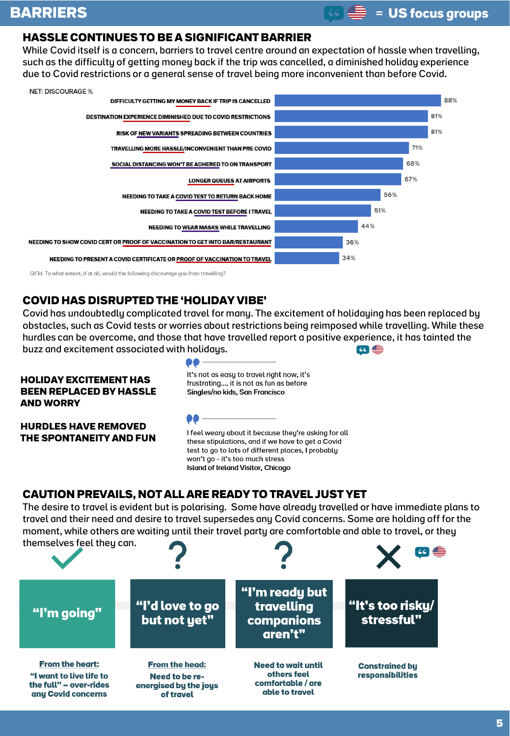# BARRIERS

= US focus groups

## HASSLE CONTINUES TO BE A SIGNIFICANT BARRIER

While Covid itself is a concern, barriers to travel centre around an expectation of hassle when travelling, such as the difficulty of getting money back if the trip was cancelled, a diminished holiday experience due to Covid restrictions or a general sense of travel being more inconvenient than before Covid.

NET: DISCOURAGE %

| Barrier | % |
|---|---|
| DIFFICULTY GETTING MY MONEY BACK IF TRIP IS CANCELLED | 88% |
| DESTINATION EXPERIENCE DIMINISHED DUE TO COVID RESTRICTIONS | 81% |
| RISK OF NEW VARIANTS SPREADING BETWEEN COUNTRIES | 81% |
| TRAVELLING MORE HASSLE/INCONVENIENT THAN PRE COVID | 71% |
| SOCIAL DISTANCING WON'T BE ADHERED TO ON TRANSPORT | 68% |
| LONGER QUEUES AT AIRPORTS | 67% |
| NEEDING TO TAKE A COVID TEST TO RETURN BACK HOME | 56% |
| NEEDING TO TAKE A COVID TEST BEFORE I TRAVEL | 51% |
| NEEDING TO WEAR MASKS WHILE TRAVELLING | 44% |
| NEEDING TO SHOW COVID CERT OR PROOF OF VACCINATION TO GET INTO BAR/RESTAURANT | 36% |
| NEEDING TO PRESENT A COVID CERTIFICATE OR PROOF OF VACCINATION TO TRAVEL | 34% |

Q13d. To what extent, if at all, would the following discourage you from travelling?

## COVID HAS DISRUPTED THE 'HOLIDAY VIBE'

Covid has undoubtedly complicated travel for many. The excitement of holidaying has been replaced by obstacles, such as Covid tests or worries about restrictions being reimposed while travelling. While these hurdles can be overcome, and those that have travelled report a positive experience, it has tainted the buzz and excitement associated with holidays.

**HOLIDAY EXCITEMENT HAS BEEN REPLACED BY HASSLE AND WORRY**

> It's not as easy to travel right now, it's frustrating.... it is not as fun as before
> **Singles/no kids, San Francisco**

**HURDLES HAVE REMOVED THE SPONTANEITY AND FUN**

> I feel weary about it because they're asking for all these stipulations, and if we have to get a Covid test to go to lots of different places, I probably won't go - it's too much stress
> **Island of Ireland Visitor, Chicago**

## CAUTION PREVAILS, NOT ALL ARE READY TO TRAVEL JUST YET

The desire to travel is evident but is polarising. Some have already travelled or have immediate plans to travel and their need and desire to travel supersedes any Covid concerns. Some are holding off for the moment, while others are waiting until their travel party are comfortable and able to travel, or they themselves feel they can.

| ✓ | ? | ? | ✗ |
|---|---|---|---|
| "I'm going" | "I'd love to go but not yet" | "I'm ready but travelling companions aren't" | "It's too risky/ stressful" |
| **From the heart:** "I want to live life to the full" – over-rides any Covid concerns | **From the head:** Need to be re-energised by the joys of travel | Need to wait until others feel comfortable / are able to travel | Constrained by responsibilities |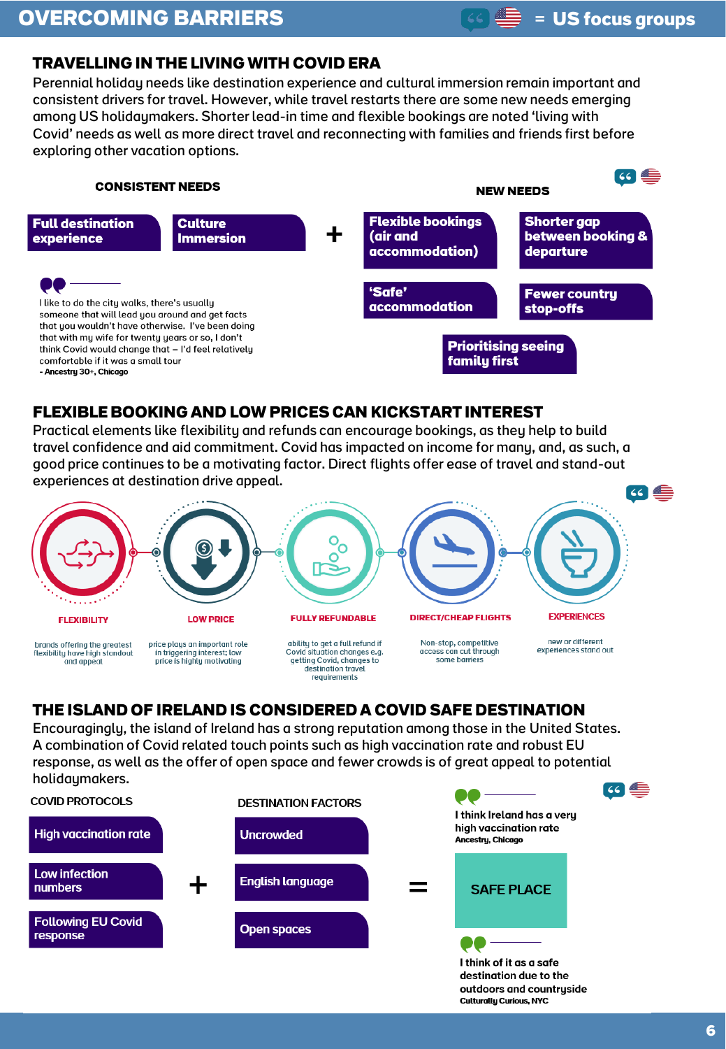# OVERCOMING BARRIERS

= US focus groups

## TRAVELLING IN THE LIVING WITH COVID ERA

Perennial holiday needs like destination experience and cultural immersion remain important and consistent drivers for travel. However, while travel restarts there are some new needs emerging among US holidaymakers. Shorter lead-in time and flexible bookings are noted 'living with Covid' needs as well as more direct travel and reconnecting with families and friends first before exploring other vacation options.

**CONSISTENT NEEDS**

- **Full destination experience**
- **Culture Immersion**

+

**NEW NEEDS**

- **Flexible bookings (air and accommodation)**
- **Shorter gap between booking & departure**
- **'Safe' accommodation**
- **Fewer country stop-offs**
- **Prioritising seeing family first**

> I like to do the city walks, there's usually someone that will lead you around and get facts that you wouldn't have otherwise. I've been doing that with my wife for twenty years or so, I don't think Covid would change that – I'd feel relatively comfortable if it was a small tour
>
> - Ancestry 30+, Chicago

## FLEXIBLE BOOKING AND LOW PRICES CAN KICKSTART INTEREST

Practical elements like flexibility and refunds can encourage bookings, as they help to build travel confidence and aid commitment. Covid has impacted on income for many, and, as such, a good price continues to be a motivating factor. Direct flights offer ease of travel and stand-out experiences at destination drive appeal.

**FLEXIBILITY**
brands offering the greatest flexibility have high standout and appeal

**LOW PRICE**
price plays an important role in triggering interest; low price is highly motivating

**FULLY REFUNDABLE**
ability to get a full refund if Covid situation changes e.g. getting Covid, changes to destination travel requirements

**DIRECT/CHEAP FLIGHTS**
Non-stop, competitive access can cut through some barriers

**EXPERIENCES**
new or different experiences stand out

## THE ISLAND OF IRELAND IS CONSIDERED A COVID SAFE DESTINATION

Encouragingly, the island of Ireland has a strong reputation among those in the United States. A combination of Covid related touch points such as high vaccination rate and robust EU response, as well as the offer of open space and fewer crowds is of great appeal to potential holidaymakers.

**COVID PROTOCOLS**

- High vaccination rate
- Low infection numbers
- Following EU Covid response

+

**DESTINATION FACTORS**

- Uncrowded
- English language
- Open spaces

= **SAFE PLACE**

> I think Ireland has a very high vaccination rate
>
> Ancestry, Chicago

> I think of it as a safe destination due to the outdoors and countryside
>
> Culturally Curious, NYC